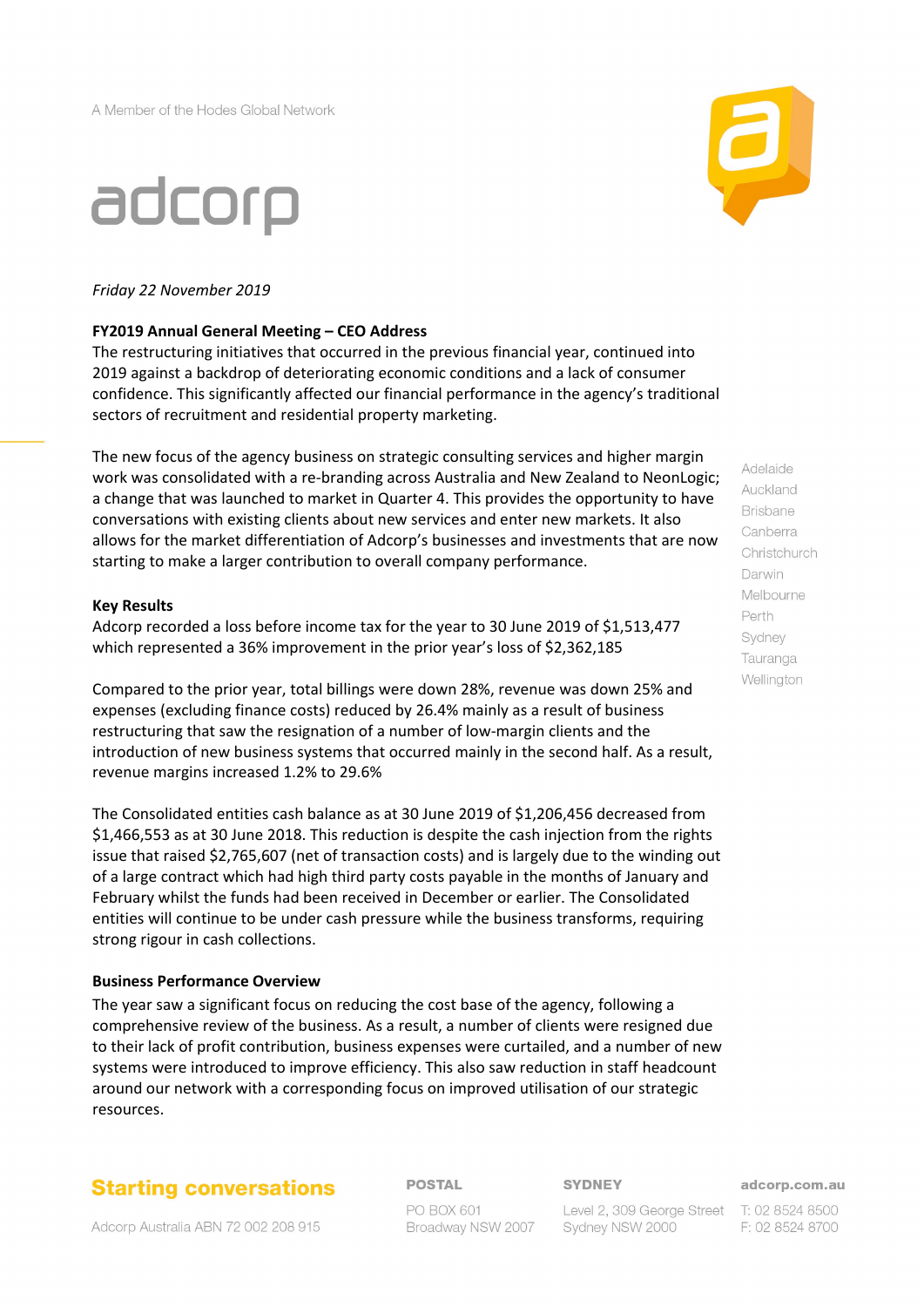A Member of the Hodes Global Network

adcorp

*Friday 22 November 2019*

**FY2019 Annual General Meeting – CEO Address**

The restructuring initiatives that occurred in the previous financial year, continued into 2019 against a backdrop of deteriorating economic conditions and a lack of consumer confidence. This significantly affected our financial performance in the agency's traditional sectors of recruitment and residential property marketing.

The new focus of the agency business on strategic consulting services and higher margin work was consolidated with a re-branding across Australia and New Zealand to NeonLogic; a change that was launched to market in Quarter 4. This provides the opportunity to have conversations with existing clients about new services and enter new markets. It also allows for the market differentiation of Adcorp's businesses and investments that are now starting to make a larger contribution to overall company performance.

**Key Results**

Adcorp recorded a loss before income tax for the year to 30 June 2019 of $1,513,477 which represented a 36% improvement in the prior year's loss of $2,362,185

Compared to the prior year, total billings were down 28%, revenue was down 25% and expenses (excluding finance costs) reduced by 26.4% mainly as a result of business restructuring that saw the resignation of a number of low-margin clients and the introduction of new business systems that occurred mainly in the second half. As a result, revenue margins increased 1.2% to 29.6%

The Consolidated entities cash balance as at 30 June 2019 of $1,206,456 decreased from $1,466,553 as at 30 June 2018. This reduction is despite the cash injection from the rights issue that raised $2,765,607 (net of transaction costs) and is largely due to the winding out of a large contract which had high third party costs payable in the months of January and February whilst the funds had been received in December or earlier. The Consolidated entities will continue to be under cash pressure while the business transforms, requiring strong rigour in cash collections.

**Business Performance Overview**

The year saw a significant focus on reducing the cost base of the agency, following a comprehensive review of the business. As a result, a number of clients were resigned due to their lack of profit contribution, business expenses were curtailed, and a number of new systems were introduced to improve efficiency. This also saw reduction in staff headcount around our network with a corresponding focus on improved utilisation of our strategic resources.

Adelaide
Auckland
Brisbane
Canberra
Christchurch
Darwin
Melbourne
Perth
Sydney
Tauranga
Wellington

**Starting conversations**

Adcorp Australia ABN 72 002 208 915

**POSTAL**
PO BOX 601
Broadway NSW 2007

**SYDNEY**
Level 2, 309 George Street
Sydney NSW 2000

**adcorp.com.au**
T: 02 8524 8500
F: 02 8524 8700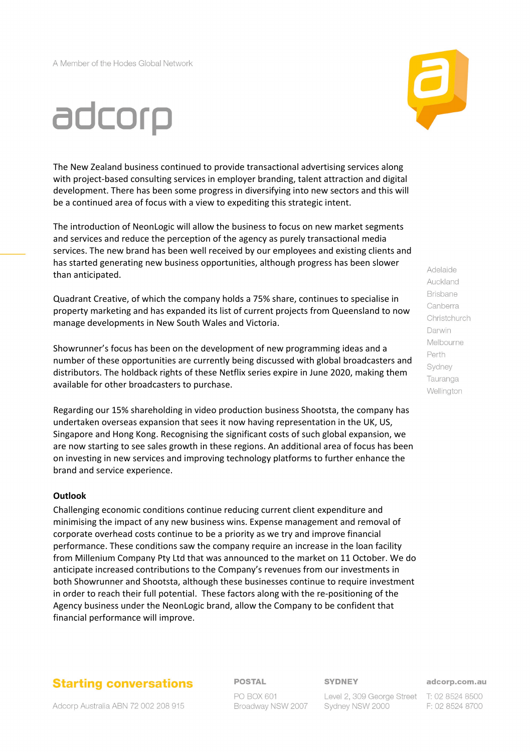The New Zealand business continued to provide transactional advertising services along with project-based consulting services in employer branding, talent attraction and digital development. There has been some progress in diversifying into new sectors and this will be a continued area of focus with a view to expediting this strategic intent.

The introduction of NeonLogic will allow the business to focus on new market segments and services and reduce the perception of the agency as purely transactional media services. The new brand has been well received by our employees and existing clients and has started generating new business opportunities, although progress has been slower than anticipated.

Quadrant Creative, of which the company holds a 75% share, continues to specialise in property marketing and has expanded its list of current projects from Queensland to now manage developments in New South Wales and Victoria.

Showrunner's focus has been on the development of new programming ideas and a number of these opportunities are currently being discussed with global broadcasters and distributors. The holdback rights of these Netflix series expire in June 2020, making them available for other broadcasters to purchase.

Regarding our 15% shareholding in video production business Shootsta, the company has undertaken overseas expansion that sees it now having representation in the UK, US, Singapore and Hong Kong. Recognising the significant costs of such global expansion, we are now starting to see sales growth in these regions. An additional area of focus has been on investing in new services and improving technology platforms to further enhance the brand and service experience.

**Outlook**

Challenging economic conditions continue reducing current client expenditure and minimising the impact of any new business wins. Expense management and removal of corporate overhead costs continue to be a priority as we try and improve financial performance. These conditions saw the company require an increase in the loan facility from Millenium Company Pty Ltd that was announced to the market on 11 October. We do anticipate increased contributions to the Company's revenues from our investments in both Showrunner and Shootsta, although these businesses continue to require investment in order to reach their full potential. These factors along with the re-positioning of the Agency business under the NeonLogic brand, allow the Company to be confident that financial performance will improve.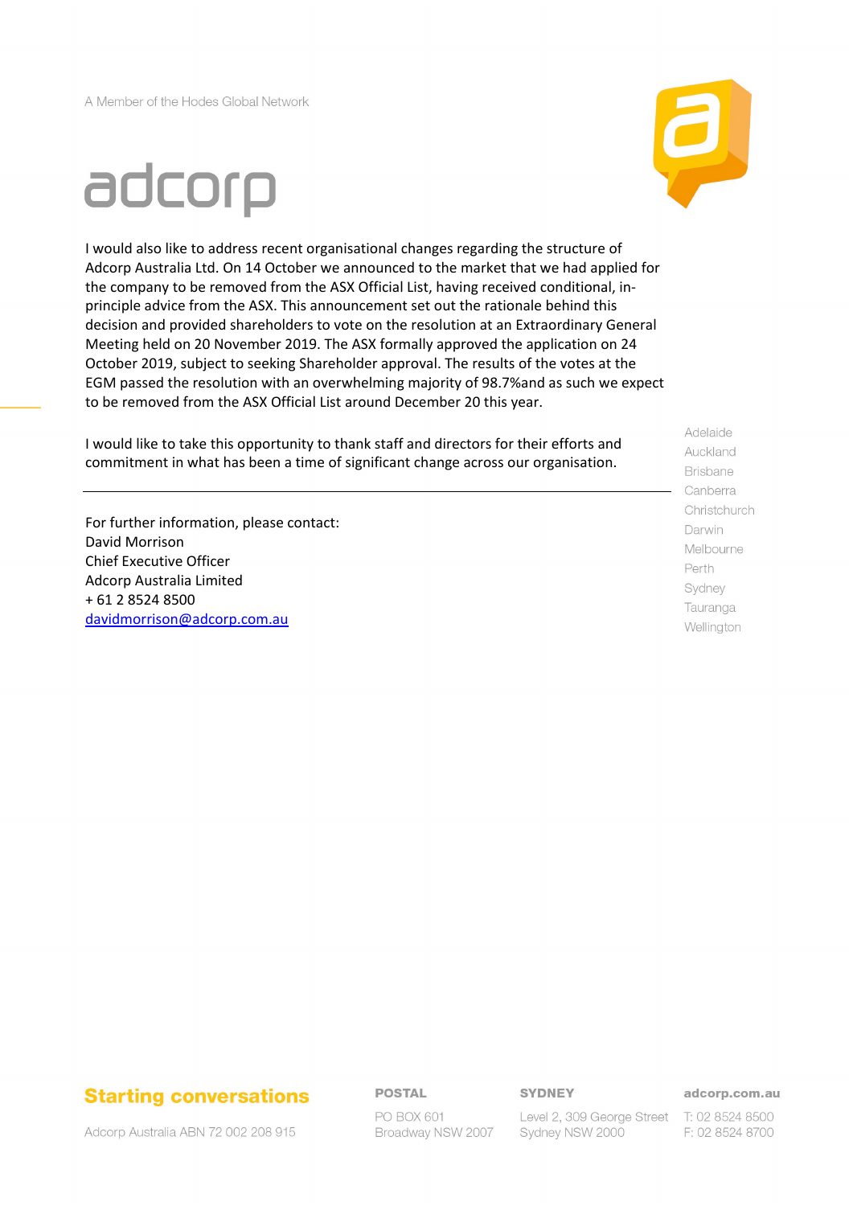I would also like to address recent organisational changes regarding the structure of Adcorp Australia Ltd. On 14 October we announced to the market that we had applied for the company to be removed from the ASX Official List, having received conditional, in-principle advice from the ASX. This announcement set out the rationale behind this decision and provided shareholders to vote on the resolution at an Extraordinary General Meeting held on 20 November 2019. The ASX formally approved the application on 24 October 2019, subject to seeking Shareholder approval. The results of the votes at the EGM passed the resolution with an overwhelming majority of 98.7%and as such we expect to be removed from the ASX Official List around December 20 this year.

I would like to take this opportunity to thank staff and directors for their efforts and commitment in what has been a time of significant change across our organisation.

---

For further information, please contact:
David Morrison
Chief Executive Officer
Adcorp Australia Limited
+ 61 2 8524 8500
[davidmorrison@adcorp.com.au](mailto:davidmorrison@adcorp.com.au)